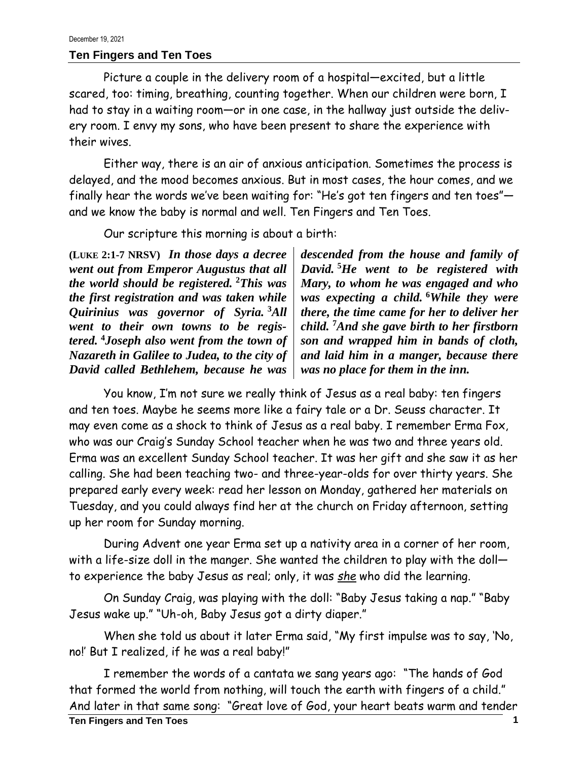December 19, 2021

## Ten Fingers and Ten Toes

Picture a couple in the delivery room of a hospital—excited, but a little scared, too: timing, breathing, counting together. When our children were born, I had to stay in a waiting room—or in one case, in the hallway just outside the delivery room. I envy my sons, who have been present to share the experience with their wives.

Either way, there is an air of anxious anticipation. Sometimes the process is delayed, and the mood becomes anxious. But in most cases, the hour comes, and we finally hear the words we've been waiting for: "He's got ten fingers and ten toes"—and we know the baby is normal and well. Ten Fingers and Ten Toes.

Our scripture this morning is about a birth:

**(LUKE 2:1-7 NRSV)** ***In those days a decree went out from Emperor Augustus that all the world should be registered.*** **[2]** ***This was the first registration and was taken while Quirinius was governor of Syria.*** **[3]** ***All went to their own towns to be registered.*** **[4]** ***Joseph also went from the town of Nazareth in Galilee to Judea, to the city of David called Bethlehem, because he was descended from the house and family of David.*** **[5]** ***He went to be registered with Mary, to whom he was engaged and who was expecting a child.*** **[6]** ***While they were there, the time came for her to deliver her child.*** **[7]** ***And she gave birth to her firstborn son and wrapped him in bands of cloth, and laid him in a manger, because there was no place for them in the inn.***

You know, I'm not sure we really think of Jesus as a real baby: ten fingers and ten toes. Maybe he seems more like a fairy tale or a Dr. Seuss character. It may even come as a shock to think of Jesus as a real baby. I remember Erma Fox, who was our Craig's Sunday School teacher when he was two and three years old. Erma was an excellent Sunday School teacher. It was her gift and she saw it as her calling. She had been teaching two- and three-year-olds for over thirty years. She prepared early every week: read her lesson on Monday, gathered her materials on Tuesday, and you could always find her at the church on Friday afternoon, setting up her room for Sunday morning.

During Advent one year Erma set up a nativity area in a corner of her room, with a life-size doll in the manger. She wanted the children to play with the doll—to experience the baby Jesus as real; only, it was <u>she</u> who did the learning.

On Sunday Craig, was playing with the doll: "Baby Jesus taking a nap." "Baby Jesus wake up." "Uh-oh, Baby Jesus got a dirty diaper."

When she told us about it later Erma said, "My first impulse was to say, 'No, no!' But I realized, if he was a real baby!"

I remember the words of a cantata we sang years ago: "The hands of God that formed the world from nothing, will touch the earth with fingers of a child." And later in that same song: "Great love of God, your heart beats warm and tender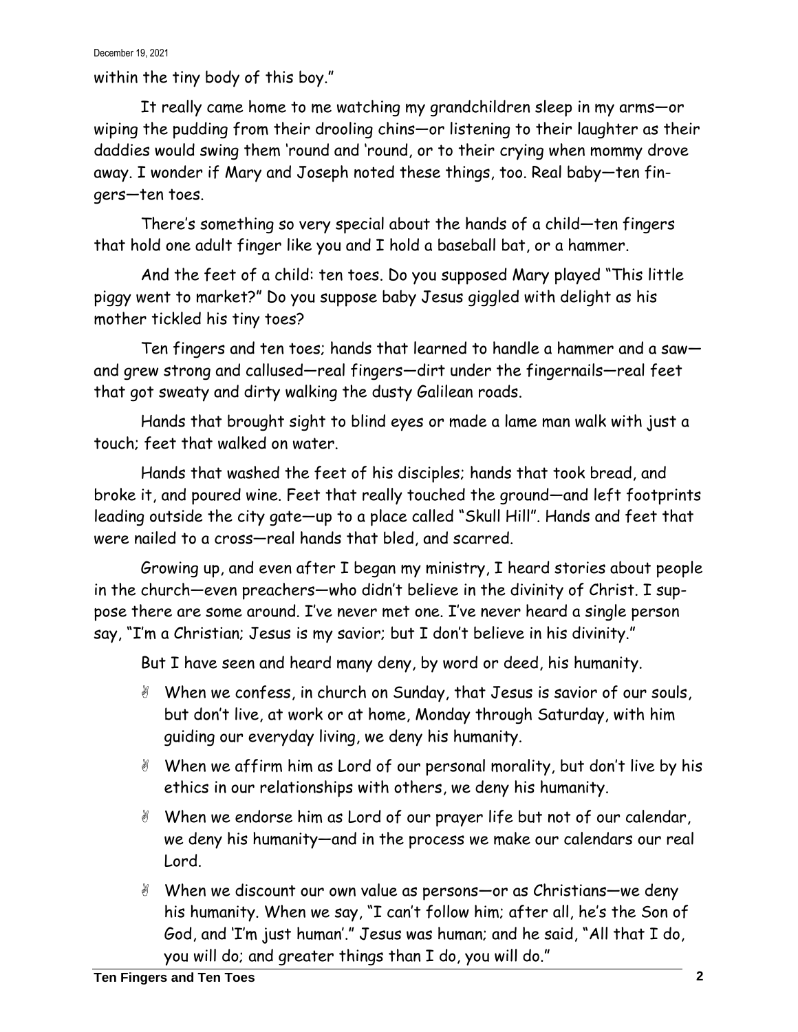within the tiny body of this boy."

It really came home to me watching my grandchildren sleep in my arms—or wiping the pudding from their drooling chins—or listening to their laughter as their daddies would swing them 'round and 'round, or to their crying when mommy drove away. I wonder if Mary and Joseph noted these things, too. Real baby—ten fingers—ten toes.

There's something so very special about the hands of a child—ten fingers that hold one adult finger like you and I hold a baseball bat, or a hammer.

And the feet of a child: ten toes. Do you supposed Mary played "This little piggy went to market?" Do you suppose baby Jesus giggled with delight as his mother tickled his tiny toes?

Ten fingers and ten toes; hands that learned to handle a hammer and a saw—and grew strong and callused—real fingers—dirt under the fingernails—real feet that got sweaty and dirty walking the dusty Galilean roads.

Hands that brought sight to blind eyes or made a lame man walk with just a touch; feet that walked on water.

Hands that washed the feet of his disciples; hands that took bread, and broke it, and poured wine. Feet that really touched the ground—and left footprints leading outside the city gate—up to a place called "Skull Hill". Hands and feet that were nailed to a cross—real hands that bled, and scarred.

Growing up, and even after I began my ministry, I heard stories about people in the church—even preachers—who didn't believe in the divinity of Christ. I suppose there are some around. I've never met one. I've never heard a single person say, "I'm a Christian; Jesus is my savior; but I don't believe in his divinity."

But I have seen and heard many deny, by word or deed, his humanity.

- When we confess, in church on Sunday, that Jesus is savior of our souls, but don't live, at work or at home, Monday through Saturday, with him guiding our everyday living, we deny his humanity.
- When we affirm him as Lord of our personal morality, but don't live by his ethics in our relationships with others, we deny his humanity.
- When we endorse him as Lord of our prayer life but not of our calendar, we deny his humanity—and in the process we make our calendars our real Lord.
- When we discount our own value as persons—or as Christians—we deny his humanity. When we say, "I can't follow him; after all, he's the Son of God, and 'I'm just human'." Jesus was human; and he said, "All that I do, you will do; and greater things than I do, you will do."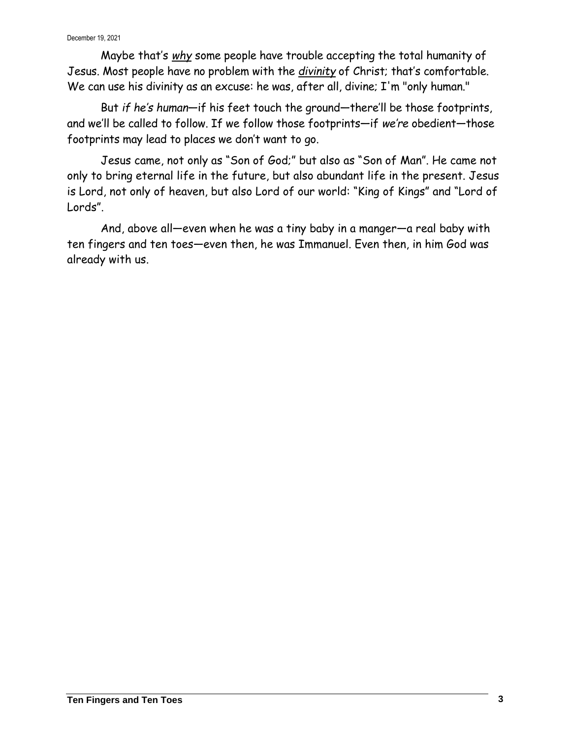Maybe that's _why_ some people have trouble accepting the total humanity of Jesus. Most people have no problem with the _divinity_ of Christ; that's comfortable. We can use his divinity as an excuse: he was, after all, divine; I'm "only human."

But *if he's human*—if his feet touch the ground—there'll be those footprints, and we'll be called to follow. If we follow those footprints—if *we're* obedient—those footprints may lead to places we don't want to go.

Jesus came, not only as "Son of God;" but also as "Son of Man". He came not only to bring eternal life in the future, but also abundant life in the present. Jesus is Lord, not only of heaven, but also Lord of our world: "King of Kings" and "Lord of Lords".

And, above all—even when he was a tiny baby in a manger—a real baby with ten fingers and ten toes—even then, he was Immanuel. Even then, in him God was already with us.